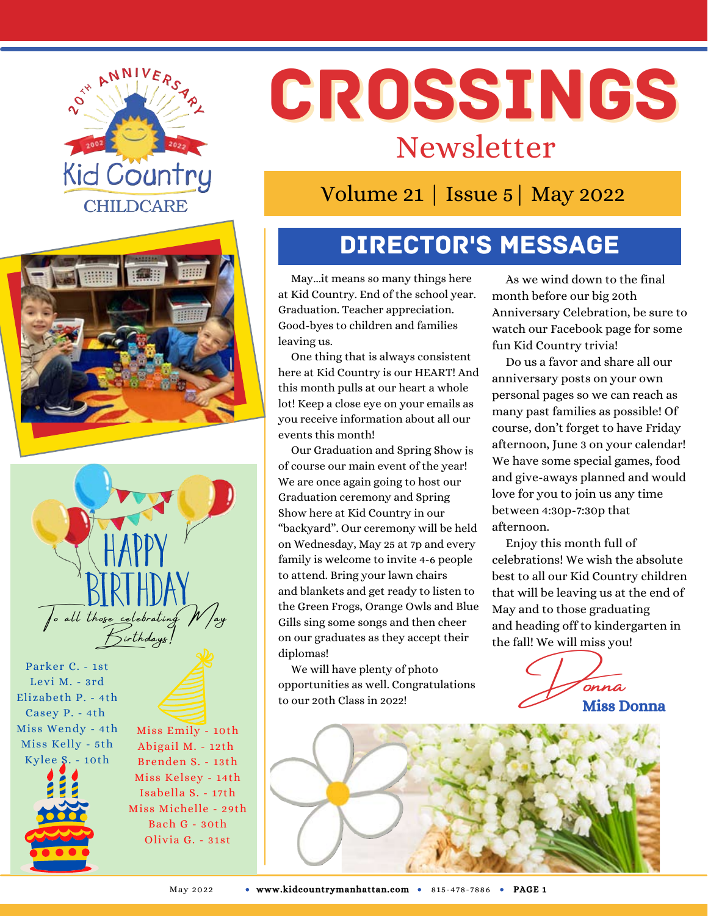20TH ANNIVERSARY 2002 2022

Kid Country CHILDCARE

# CROSSINGS

## Newsletter

Volume 21 | Issue 5 | May 2022

## DIRECTOR'S MESSAGE

May...it means so many things here at Kid Country. End of the school year. Graduation. Teacher appreciation. Good-byes to children and families leaving us.

One thing that is always consistent here at Kid Country is our HEART! And this month pulls at our heart a whole lot! Keep a close eye on your emails as you receive information about all our events this month!

Our Graduation and Spring Show is of course our main event of the year! We are once again going to host our Graduation ceremony and Spring Show here at Kid Country in our "backyard". Our ceremony will be held on Wednesday, May 25 at 7p and every family is welcome to invite 4-6 people to attend. Bring your lawn chairs and blankets and get ready to listen to the Green Frogs, Orange Owls and Blue Gills sing some songs and then cheer on our graduates as they accept their diplomas!

We will have plenty of photo opportunities as well. Congratulations to our 20th Class in 2022!

As we wind down to the final month before our big 20th Anniversary Celebration, be sure to watch our Facebook page for some fun Kid Country trivia!

Do us a favor and share all our anniversary posts on your own personal pages so we can reach as many past families as possible! Of course, don't forget to have Friday afternoon, June 3 on your calendar! We have some special games, food and give-aways planned and would love for you to join us any time between 4:30p-7:30p that afternoon.

Enjoy this month full of celebrations! We wish the absolute best to all our Kid Country children that will be leaving us at the end of May and to those graduating and heading off to kindergarten in the fall! We will miss you!

*Donna*

**Miss Donna**

## HAPPY BIRTHDAY

*To all those celebrating May Birthdays!*

Parker C. - 1st
Levi M. - 3rd
Elizabeth P. - 4th
Casey P. - 4th
Miss Wendy - 4th
Miss Kelly - 5th
Kylee S. - 10th
Miss Emily - 10th
Abigail M. - 12th
Brenden S. - 13th
Miss Kelsey - 14th
Isabella S. - 17th
Miss Michelle - 29th
Bach G - 30th
Olivia G. - 31st

May 2022 • www.kidcountrymanhattan.com • 815-478-7886 • PAGE 1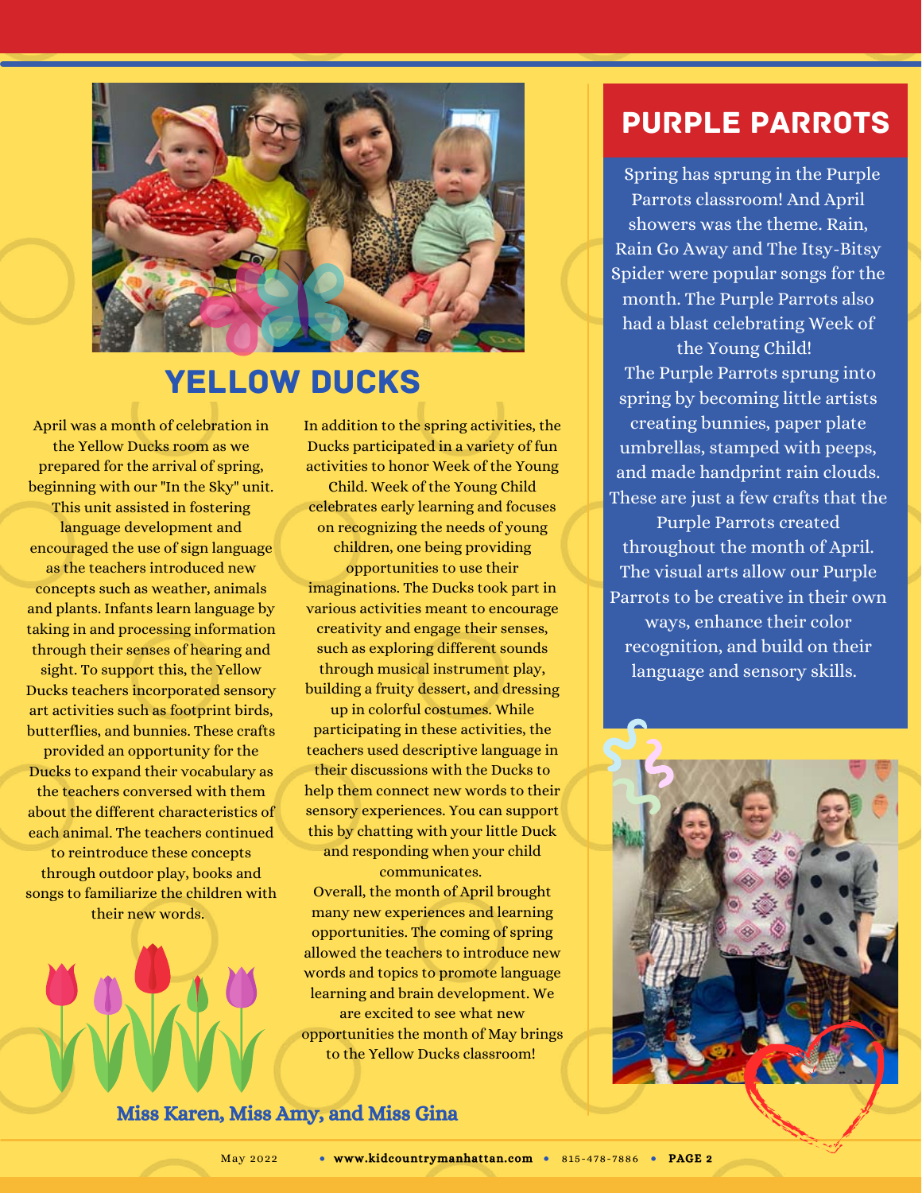## YELLOW DUCKS

April was a month of celebration in the Yellow Ducks room as we prepared for the arrival of spring, beginning with our "In the Sky" unit. This unit assisted in fostering language development and encouraged the use of sign language as the teachers introduced new concepts such as weather, animals and plants. Infants learn language by taking in and processing information through their senses of hearing and sight. To support this, the Yellow Ducks teachers incorporated sensory art activities such as footprint birds, butterflies, and bunnies. These crafts provided an opportunity for the Ducks to expand their vocabulary as the teachers conversed with them about the different characteristics of each animal. The teachers continued to reintroduce these concepts through outdoor play, books and songs to familiarize the children with their new words.

In addition to the spring activities, the Ducks participated in a variety of fun activities to honor Week of the Young Child. Week of the Young Child celebrates early learning and focuses on recognizing the needs of young children, one being providing opportunities to use their imaginations. The Ducks took part in various activities meant to encourage creativity and engage their senses, such as exploring different sounds through musical instrument play, building a fruity dessert, and dressing up in colorful costumes. While participating in these activities, the teachers used descriptive language in their discussions with the Ducks to help them connect new words to their sensory experiences. You can support this by chatting with your little Duck and responding when your child communicates.

Overall, the month of April brought many new experiences and learning opportunities. The coming of spring allowed the teachers to introduce new words and topics to promote language learning and brain development. We are excited to see what new opportunities the month of May brings to the Yellow Ducks classroom!

**Miss Karen, Miss Amy, and Miss Gina**

## PURPLE PARROTS

Spring has sprung in the Purple Parrots classroom! And April showers was the theme. Rain, Rain Go Away and The Itsy-Bitsy Spider were popular songs for the month. The Purple Parrots also had a blast celebrating Week of the Young Child!

The Purple Parrots sprung into spring by becoming little artists creating bunnies, paper plate umbrellas, stamped with peeps, and made handprint rain clouds. These are just a few crafts that the Purple Parrots created throughout the month of April. The visual arts allow our Purple Parrots to be creative in their own ways, enhance their color recognition, and build on their language and sensory skills.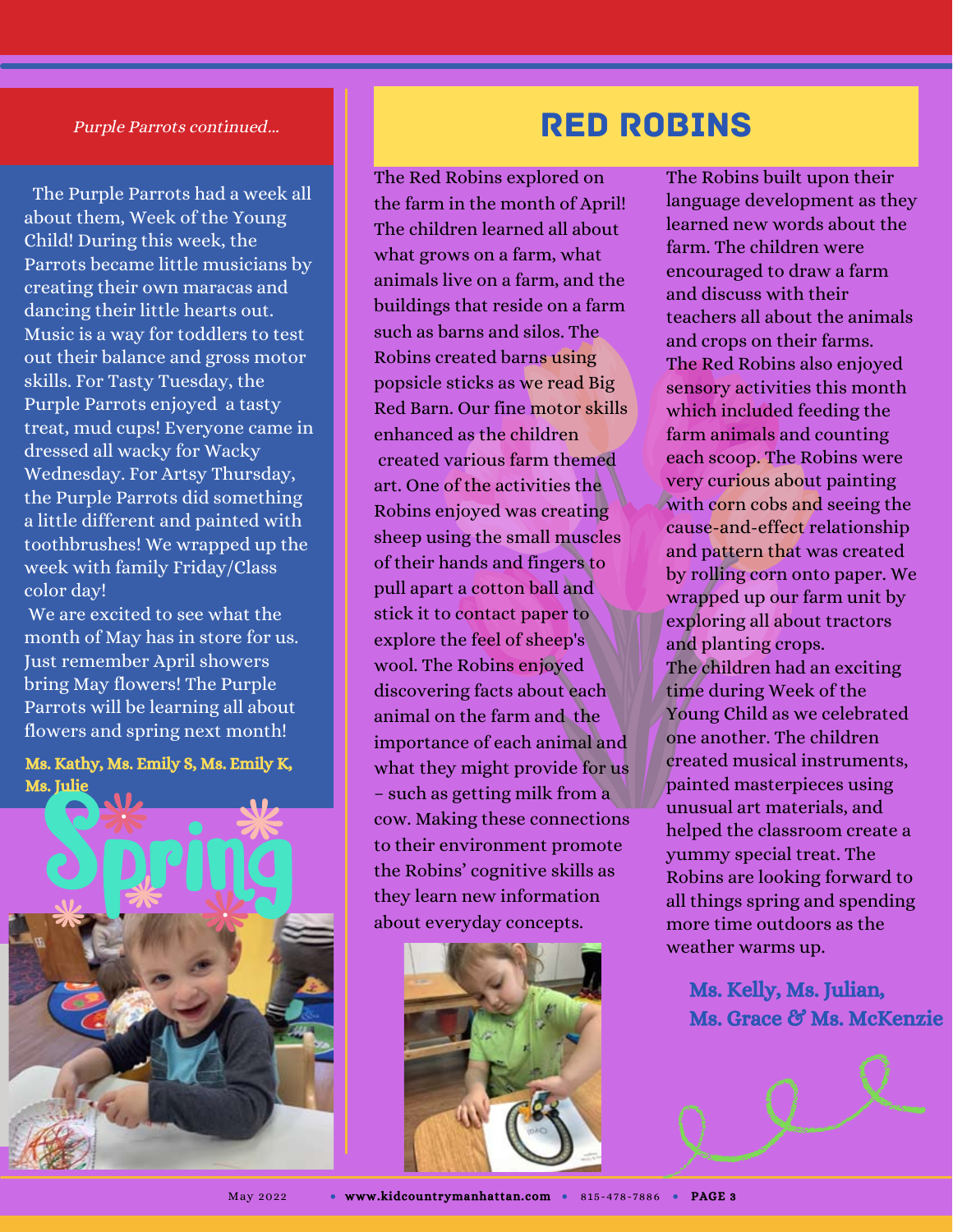*Purple Parrots continued...*

The Purple Parrots had a week all about them, Week of the Young Child! During this week, the Parrots became little musicians by creating their own maracas and dancing their little hearts out. Music is a way for toddlers to test out their balance and gross motor skills. For Tasty Tuesday, the Purple Parrots enjoyed a tasty treat, mud cups! Everyone came in dressed all wacky for Wacky Wednesday. For Artsy Thursday, the Purple Parrots did something a little different and painted with toothbrushes! We wrapped up the week with family Friday/Class color day!

We are excited to see what the month of May has in store for us. Just remember April showers bring May flowers! The Purple Parrots will be learning all about flowers and spring next month!

**Ms. Kathy, Ms. Emily S, Ms. Emily K, Ms. Julie**

Spring

## RED ROBINS

The Red Robins explored on the farm in the month of April! The children learned all about what grows on a farm, what animals live on a farm, and the buildings that reside on a farm such as barns and silos. The Robins created barns using popsicle sticks as we read Big Red Barn. Our fine motor skills enhanced as the children created various farm themed art. One of the activities the Robins enjoyed was creating sheep using the small muscles of their hands and fingers to pull apart a cotton ball and stick it to contact paper to explore the feel of sheep's wool. The Robins enjoyed discovering facts about each animal on the farm and the importance of each animal and what they might provide for us – such as getting milk from a cow. Making these connections to their environment promote the Robins' cognitive skills as they learn new information about everyday concepts.

The Robins built upon their language development as they learned new words about the farm. The children were encouraged to draw a farm and discuss with their teachers all about the animals and crops on their farms. The Red Robins also enjoyed sensory activities this month which included feeding the farm animals and counting each scoop. The Robins were very curious about painting with corn cobs and seeing the cause-and-effect relationship and pattern that was created by rolling corn onto paper. We wrapped up our farm unit by exploring all about tractors and planting crops.

The children had an exciting time during Week of the Young Child as we celebrated one another. The children created musical instruments, painted masterpieces using unusual art materials, and helped the classroom create a yummy special treat. The Robins are looking forward to all things spring and spending more time outdoors as the weather warms up.

**Ms. Kelly, Ms. Julian, Ms. Grace & Ms. McKenzie**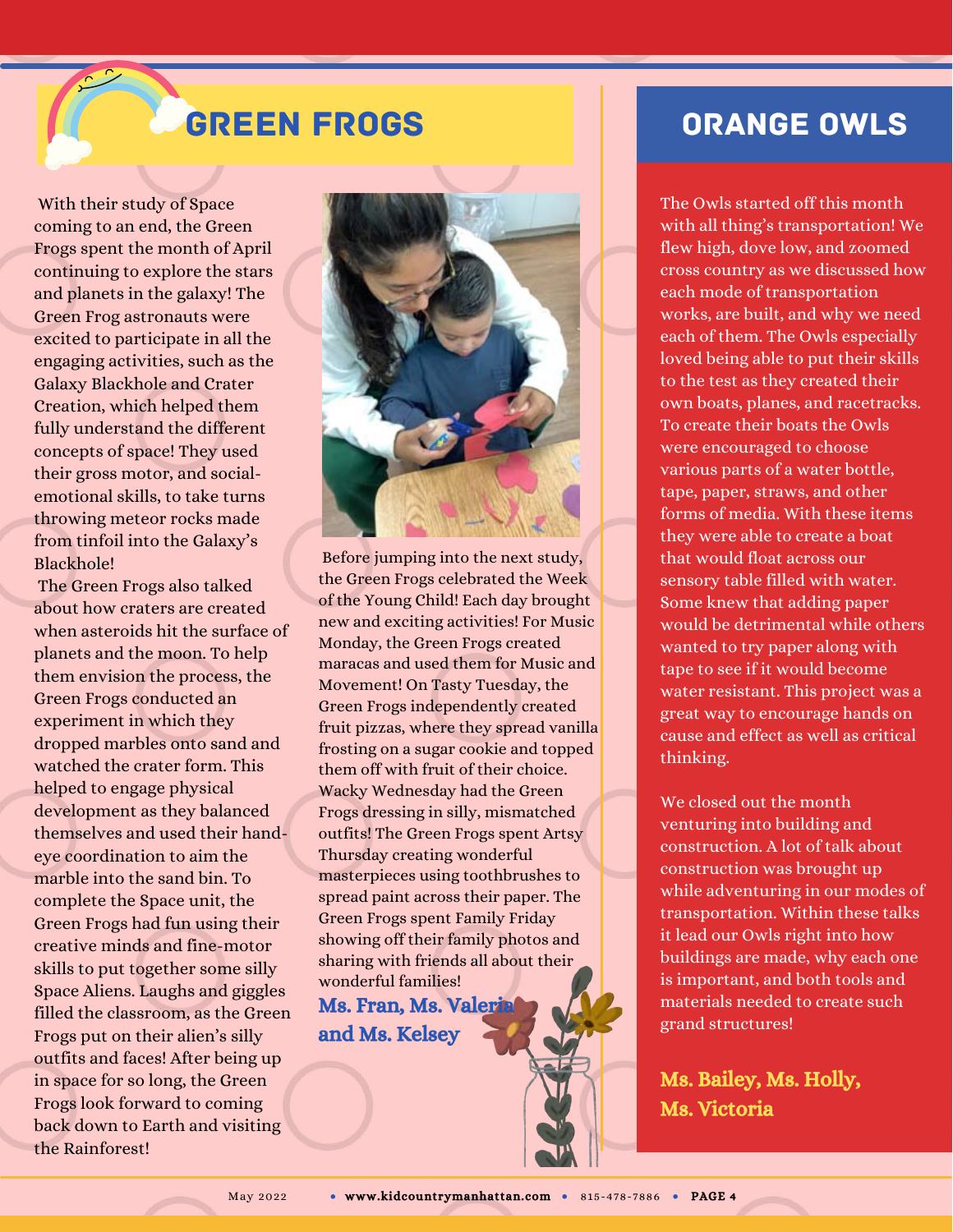## GREEN FROGS

With their study of Space coming to an end, the Green Frogs spent the month of April continuing to explore the stars and planets in the galaxy! The Green Frog astronauts were excited to participate in all the engaging activities, such as the Galaxy Blackhole and Crater Creation, which helped them fully understand the different concepts of space! They used their gross motor, and social-emotional skills, to take turns throwing meteor rocks made from tinfoil into the Galaxy's Blackhole!

The Green Frogs also talked about how craters are created when asteroids hit the surface of planets and the moon. To help them envision the process, the Green Frogs conducted an experiment in which they dropped marbles onto sand and watched the crater form. This helped to engage physical development as they balanced themselves and used their hand-eye coordination to aim the marble into the sand bin. To complete the Space unit, the Green Frogs had fun using their creative minds and fine-motor skills to put together some silly Space Aliens. Laughs and giggles filled the classroom, as the Green Frogs put on their alien's silly outfits and faces! After being up in space for so long, the Green Frogs look forward to coming back down to Earth and visiting the Rainforest!

Before jumping into the next study, the Green Frogs celebrated the Week of the Young Child! Each day brought new and exciting activities! For Music Monday, the Green Frogs created maracas and used them for Music and Movement! On Tasty Tuesday, the Green Frogs independently created fruit pizzas, where they spread vanilla frosting on a sugar cookie and topped them off with fruit of their choice. Wacky Wednesday had the Green Frogs dressing in silly, mismatched outfits! The Green Frogs spent Artsy Thursday creating wonderful masterpieces using toothbrushes to spread paint across their paper. The Green Frogs spent Family Friday showing off their family photos and sharing with friends all about their wonderful families!

**Ms. Fran, Ms. Valeria and Ms. Kelsey**

## ORANGE OWLS

The Owls started off this month with all thing's transportation! We flew high, dove low, and zoomed cross country as we discussed how each mode of transportation works, are built, and why we need each of them. The Owls especially loved being able to put their skills to the test as they created their own boats, planes, and racetracks. To create their boats the Owls were encouraged to choose various parts of a water bottle, tape, paper, straws, and other forms of media. With these items they were able to create a boat that would float across our sensory table filled with water. Some knew that adding paper would be detrimental while others wanted to try paper along with tape to see if it would become water resistant. This project was a great way to encourage hands on cause and effect as well as critical thinking.

We closed out the month venturing into building and construction. A lot of talk about construction was brought up while adventuring in our modes of transportation. Within these talks it lead our Owls right into how buildings are made, why each one is important, and both tools and materials needed to create such grand structures!

**Ms. Bailey, Ms. Holly, Ms. Victoria**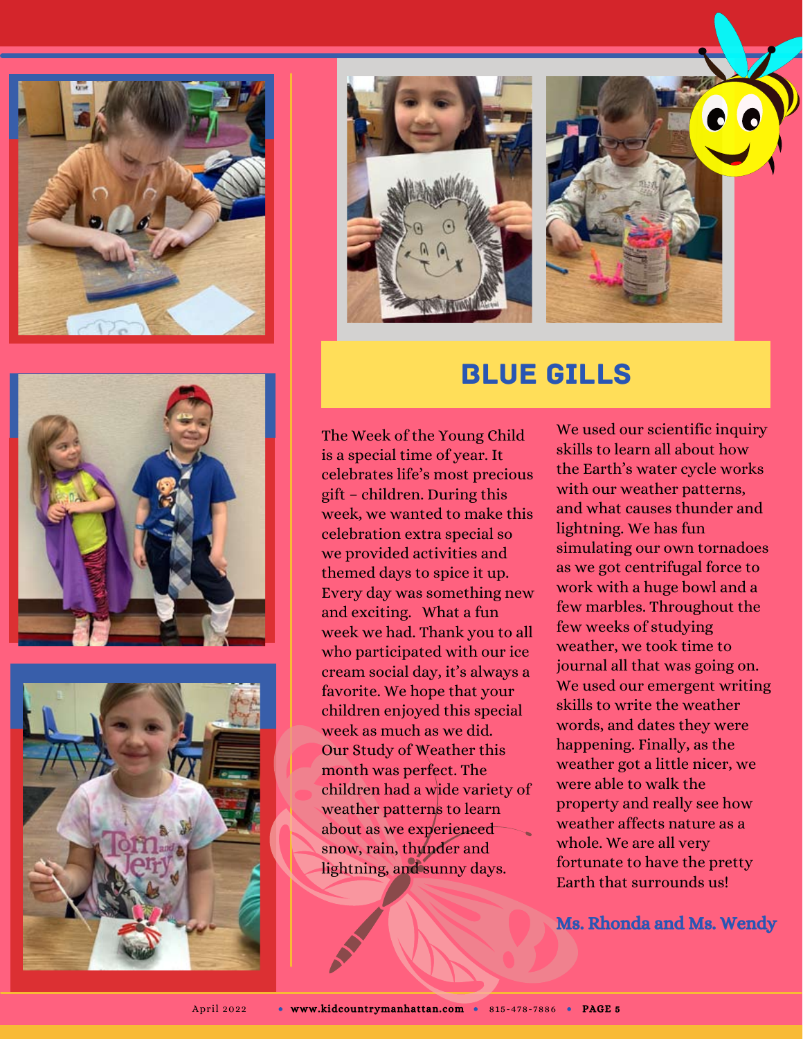# BLUE GILLS

The Week of the Young Child is a special time of year. It celebrates life's most precious gift – children. During this week, we wanted to make this celebration extra special so we provided activities and themed days to spice it up. Every day was something new and exciting. What a fun week we had. Thank you to all who participated with our ice cream social day, it's always a favorite. We hope that your children enjoyed this special week as much as we did.

Our Study of Weather this month was perfect. The children had a wide variety of weather patterns to learn about as we experienced snow, rain, thunder and lightning, and sunny days. We used our scientific inquiry skills to learn all about how the Earth's water cycle works with our weather patterns, and what causes thunder and lightning. We has fun simulating our own tornadoes as we got centrifugal force to work with a huge bowl and a few marbles. Throughout the few weeks of studying weather, we took time to journal all that was going on. We used our emergent writing skills to write the weather words, and dates they were happening. Finally, as the weather got a little nicer, we were able to walk the property and really see how weather affects nature as a whole. We are all very fortunate to have the pretty Earth that surrounds us!

**Ms. Rhonda and Ms. Wendy**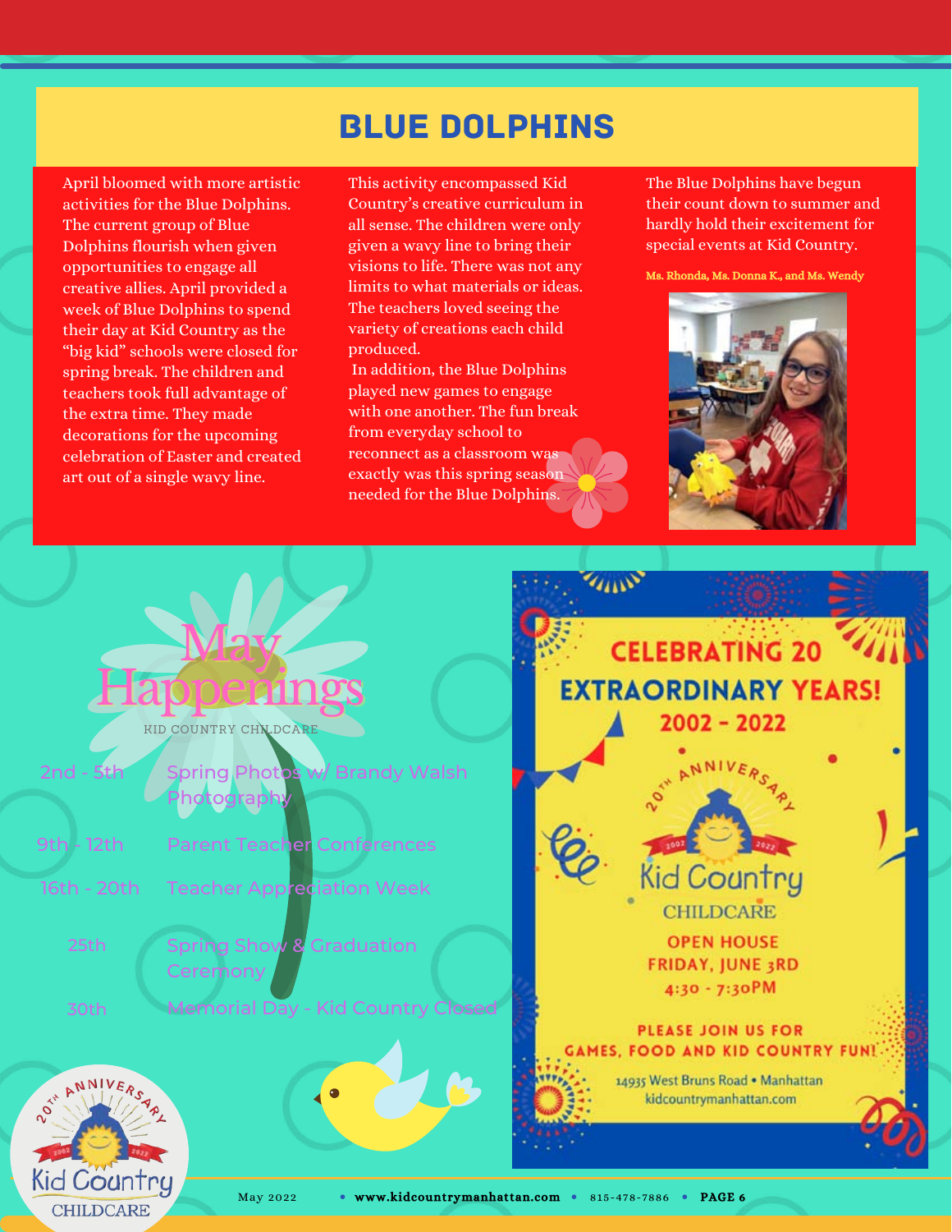## BLUE DOLPHINS

April bloomed with more artistic activities for the Blue Dolphins. The current group of Blue Dolphins flourish when given opportunities to engage all creative allies. April provided a week of Blue Dolphins to spend their day at Kid Country as the "big kid" schools were closed for spring break. The children and teachers took full advantage of the extra time. They made decorations for the upcoming celebration of Easter and created art out of a single wavy line.

This activity encompassed Kid Country's creative curriculum in all sense. The children were only given a wavy line to bring their visions to life. There was not any limits to what materials or ideas. The teachers loved seeing the variety of creations each child produced.

In addition, the Blue Dolphins played new games to engage with one another. The fun break from everyday school to reconnect as a classroom was exactly was this spring season needed for the Blue Dolphins.

The Blue Dolphins have begun their count down to summer and hardly hold their excitement for special events at Kid Country.

Ms. Rhonda, Ms. Donna K., and Ms. Wendy

## May Happenings

KID COUNTRY CHILDCARE

| | |
|---|---|
| 2nd - 5th | Spring Photos w/ Brandy Walsh Photography |
| 9th - 12th | Parent Teacher Conferences |
| 16th - 20th | Teacher Appreciation Week |
| 25th | Spring Show & Graduation Ceremony |
| 30th | Memorial Day - Kid Country Closed |

CELEBRATING 20 EXTRAORDINARY YEARS!

2002 - 2022

20TH ANNIVERSARY

Kid Country CHILDCARE

OPEN HOUSE
FRIDAY, JUNE 3RD
4:30 - 7:30PM

PLEASE JOIN US FOR GAMES, FOOD AND KID COUNTRY FUN!

14935 West Bruns Road • Manhattan
kidcountrymanhattan.com

May 2022 • www.kidcountrymanhattan.com • 815-478-7886 • PAGE 6